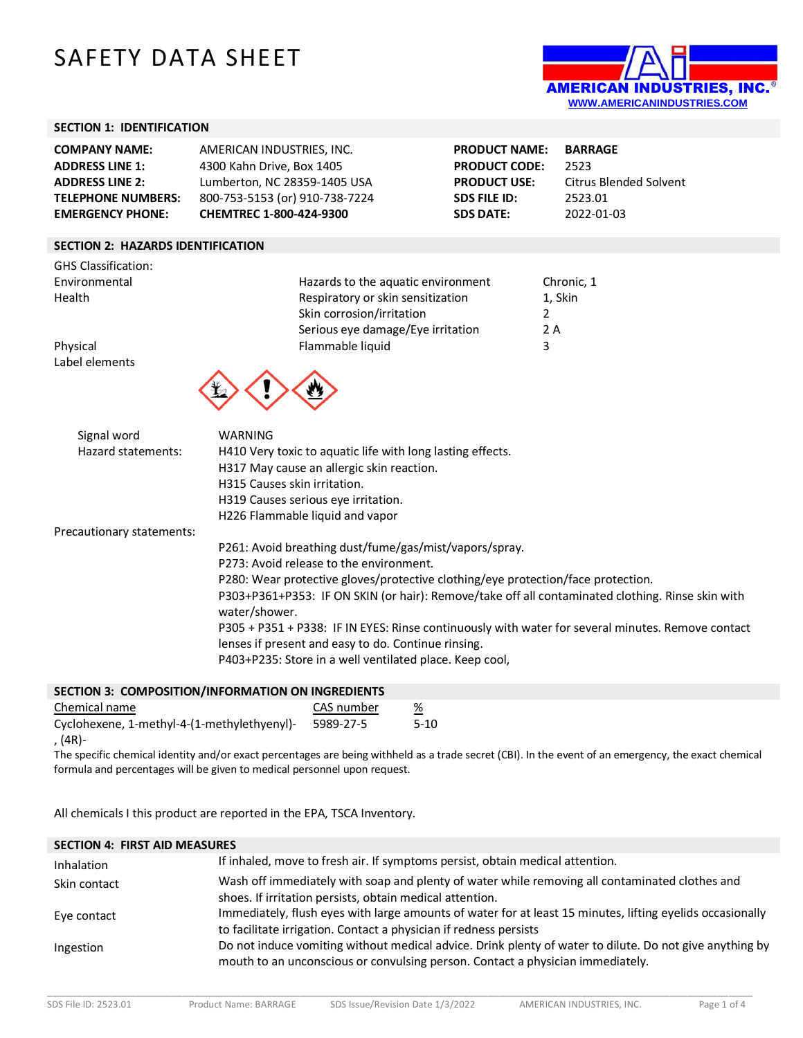# SAFETY DATA SHEET

AMERICAN INDUSTRIES, INC.
WWW.AMERICANINDUSTRIES.COM

## SECTION 1: IDENTIFICATION

| | | | |
|---|---|---|---|
| **COMPANY NAME:** | AMERICAN INDUSTRIES, INC. | **PRODUCT NAME:** | **BARRAGE** |
| **ADDRESS LINE 1:** | 4300 Kahn Drive, Box 1405 | **PRODUCT CODE:** | 2523 |
| **ADDRESS LINE 2:** | Lumberton, NC 28359-1405 USA | **PRODUCT USE:** | Citrus Blended Solvent |
| **TELEPHONE NUMBERS:** | 800-753-5153 (or) 910-738-7224 | **SDS FILE ID:** | 2523.01 |
| **EMERGENCY PHONE:** | **CHEMTREC 1-800-424-9300** | **SDS DATE:** | 2022-01-03 |

## SECTION 2: HAZARDS IDENTIFICATION

GHS Classification:

| | | |
|---|---|---|
| Environmental | Hazards to the aquatic environment | Chronic, 1 |
| Health | Respiratory or skin sensitization | 1, Skin |
| | Skin corrosion/irritation | 2 |
| | Serious eye damage/Eye irritation | 2 A |
| Physical | Flammable liquid | 3 |

Label elements

Signal word: WARNING

Hazard statements:

H410 Very toxic to aquatic life with long lasting effects.
H317 May cause an allergic skin reaction.
H315 Causes skin irritation.
H319 Causes serious eye irritation.
H226 Flammable liquid and vapor

Precautionary statements:

P261: Avoid breathing dust/fume/gas/mist/vapors/spray.
P273: Avoid release to the environment.
P280: Wear protective gloves/protective clothing/eye protection/face protection.
P303+P361+P353: IF ON SKIN (or hair): Remove/take off all contaminated clothing. Rinse skin with water/shower.
P305 + P351 + P338: IF IN EYES: Rinse continuously with water for several minutes. Remove contact lenses if present and easy to do. Continue rinsing.
P403+P235: Store in a well ventilated place. Keep cool,

## SECTION 3: COMPOSITION/INFORMATION ON INGREDIENTS

| Chemical name | CAS number | % |
|---|---|---|
| Cyclohexene, 1-methyl-4-(1-methylethenyl)-, (4R)- | 5989-27-5 | 5-10 |

The specific chemical identity and/or exact percentages are being withheld as a trade secret (CBI). In the event of an emergency, the exact chemical formula and percentages will be given to medical personnel upon request.

All chemicals I this product are reported in the EPA, TSCA Inventory.

## SECTION 4: FIRST AID MEASURES

| | |
|---|---|
| Inhalation | If inhaled, move to fresh air. If symptoms persist, obtain medical attention. |
| Skin contact | Wash off immediately with soap and plenty of water while removing all contaminated clothes and shoes. If irritation persists, obtain medical attention. |
| Eye contact | Immediately, flush eyes with large amounts of water for at least 15 minutes, lifting eyelids occasionally to facilitate irrigation. Contact a physician if redness persists |
| Ingestion | Do not induce vomiting without medical advice. Drink plenty of water to dilute. Do not give anything by mouth to an unconscious or convulsing person. Contact a physician immediately. |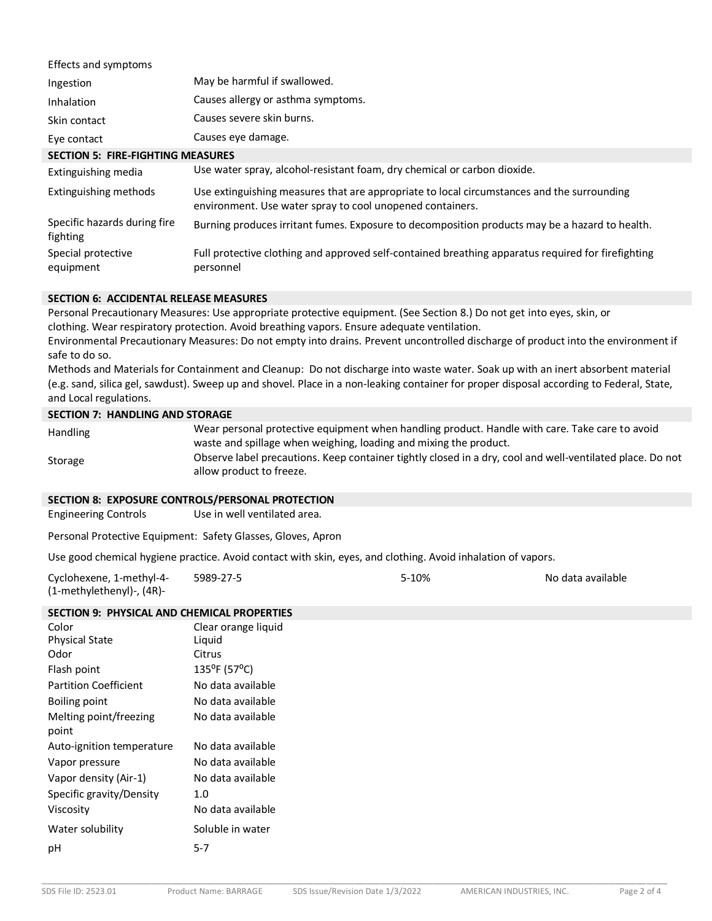Effects and symptoms

| | |
|---|---|
| Ingestion | May be harmful if swallowed. |
| Inhalation | Causes allergy or asthma symptoms. |
| Skin contact | Causes severe skin burns. |
| Eye contact | Causes eye damage. |

## SECTION 5: FIRE-FIGHTING MEASURES

| | |
|---|---|
| Extinguishing media | Use water spray, alcohol-resistant foam, dry chemical or carbon dioxide. |
| Extinguishing methods | Use extinguishing measures that are appropriate to local circumstances and the surrounding environment. Use water spray to cool unopened containers. |
| Specific hazards during fire fighting | Burning produces irritant fumes. Exposure to decomposition products may be a hazard to health. |
| Special protective equipment | Full protective clothing and approved self-contained breathing apparatus required for firefighting personnel |

## SECTION 6: ACCIDENTAL RELEASE MEASURES

Personal Precautionary Measures: Use appropriate protective equipment. (See Section 8.) Do not get into eyes, skin, or clothing. Wear respiratory protection. Avoid breathing vapors. Ensure adequate ventilation.

Environmental Precautionary Measures: Do not empty into drains. Prevent uncontrolled discharge of product into the environment if safe to do so.

Methods and Materials for Containment and Cleanup: Do not discharge into waste water. Soak up with an inert absorbent material (e.g. sand, silica gel, sawdust). Sweep up and shovel. Place in a non-leaking container for proper disposal according to Federal, State, and Local regulations.

## SECTION 7: HANDLING AND STORAGE

| | |
|---|---|
| Handling | Wear personal protective equipment when handling product. Handle with care. Take care to avoid waste and spillage when weighing, loading and mixing the product. |
| Storage | Observe label precautions. Keep container tightly closed in a dry, cool and well-ventilated place. Do not allow product to freeze. |

## SECTION 8: EXPOSURE CONTROLS/PERSONAL PROTECTION

Engineering Controls: Use in well ventilated area.

Personal Protective Equipment: Safety Glasses, Gloves, Apron

Use good chemical hygiene practice. Avoid contact with skin, eyes, and clothing. Avoid inhalation of vapors.

| | | | |
|---|---|---|---|
| Cyclohexene, 1-methyl-4-(1-methylethenyl)-, (4R)- | 5989-27-5 | 5-10% | No data available |

## SECTION 9: PHYSICAL AND CHEMICAL PROPERTIES

| | |
|---|---|
| Color | Clear orange liquid |
| Physical State | Liquid |
| Odor | Citrus |
| Flash point | 135°F (57°C) |
| Partition Coefficient | No data available |
| Boiling point | No data available |
| Melting point/freezing point | No data available |
| Auto-ignition temperature | No data available |
| Vapor pressure | No data available |
| Vapor density (Air-1) | No data available |
| Specific gravity/Density | 1.0 |
| Viscosity | No data available |
| Water solubility | Soluble in water |
| pH | 5-7 |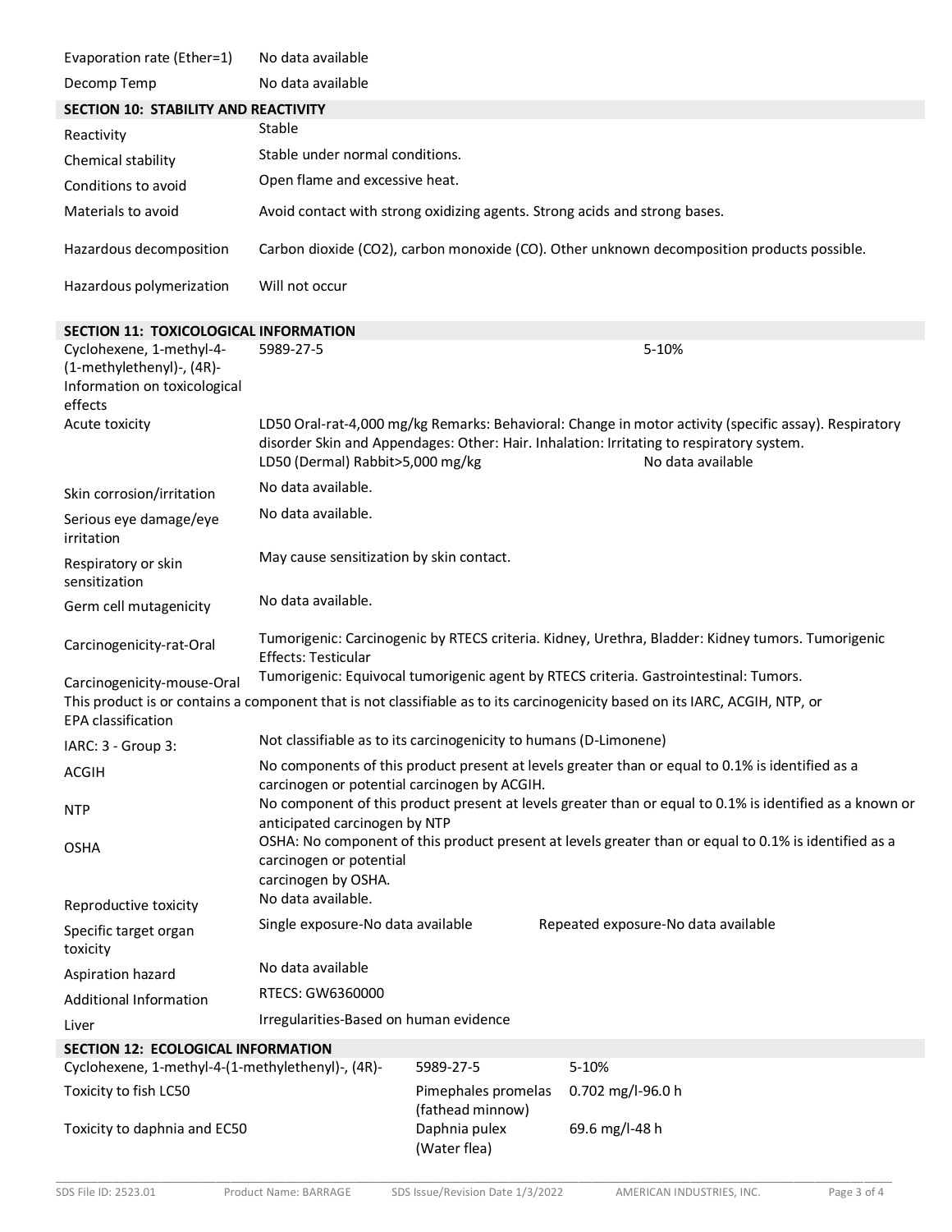| | |
|---|---|
| Evaporation rate (Ether=1) | No data available |
| Decomp Temp | No data available |

## SECTION 10: STABILITY AND REACTIVITY

| | |
|---|---|
| Reactivity | Stable |
| Chemical stability | Stable under normal conditions. |
| Conditions to avoid | Open flame and excessive heat. |
| Materials to avoid | Avoid contact with strong oxidizing agents. Strong acids and strong bases. |
| Hazardous decomposition | Carbon dioxide ($CO_2$), carbon monoxide (CO). Other unknown decomposition products possible. |
| Hazardous polymerization | Will not occur |

## SECTION 11: TOXICOLOGICAL INFORMATION

| | | |
|---|---|---|
| Cyclohexene, 1-methyl-4-(1-methylethenyl)-, (4R)- Information on toxicological effects | 5989-27-5 | 5-10% |
| Acute toxicity | LD50 Oral-rat-4,000 mg/kg Remarks: Behavioral: Change in motor activity (specific assay). Respiratory disorder Skin and Appendages: Other: Hair. Inhalation: Irritating to respiratory system. LD50 (Dermal) Rabbit>5,000 mg/kg | No data available |
| Skin corrosion/irritation | No data available. | |
| Serious eye damage/eye irritation | No data available. | |
| Respiratory or skin sensitization | May cause sensitization by skin contact. | |
| Germ cell mutagenicity | No data available. | |
| Carcinogenicity-rat-Oral | Tumorigenic: Carcinogenic by RTECS criteria. Kidney, Urethra, Bladder: Kidney tumors. Tumorigenic Effects: Testicular | |
| Carcinogenicity-mouse-Oral | Tumorigenic: Equivocal tumorigenic agent by RTECS criteria. Gastrointestinal: Tumors. | |

This product is or contains a component that is not classifiable as to its carcinogenicity based on its IARC, ACGIH, NTP, or EPA classification

| | | |
|---|---|---|
| IARC: 3 - Group 3: | Not classifiable as to its carcinogenicity to humans (D-Limonene) | |
| ACGIH | No components of this product present at levels greater than or equal to 0.1% is identified as a carcinogen or potential carcinogen by ACGIH. | |
| NTP | No component of this product present at levels greater than or equal to 0.1% is identified as a known or anticipated carcinogen by NTP | |
| OSHA | OSHA: No component of this product present at levels greater than or equal to 0.1% is identified as a carcinogen or potential carcinogen by OSHA. | |
| Reproductive toxicity | No data available. | |
| Specific target organ toxicity | Single exposure-No data available | Repeated exposure-No data available |
| Aspiration hazard | No data available | |
| Additional Information | RTECS: GW6360000 | |
| Liver | Irregularities-Based on human evidence | |

## SECTION 12: ECOLOGICAL INFORMATION

| | | |
|---|---|---|
| Cyclohexene, 1-methyl-4-(1-methylethenyl)-, (4R)- | 5989-27-5 | 5-10% |
| Toxicity to fish LC50 | Pimephales promelas (fathead minnow) | 0.702 mg/l-96.0 h |
| Toxicity to daphnia and EC50 | Daphnia pulex (Water flea) | 69.6 mg/l-48 h |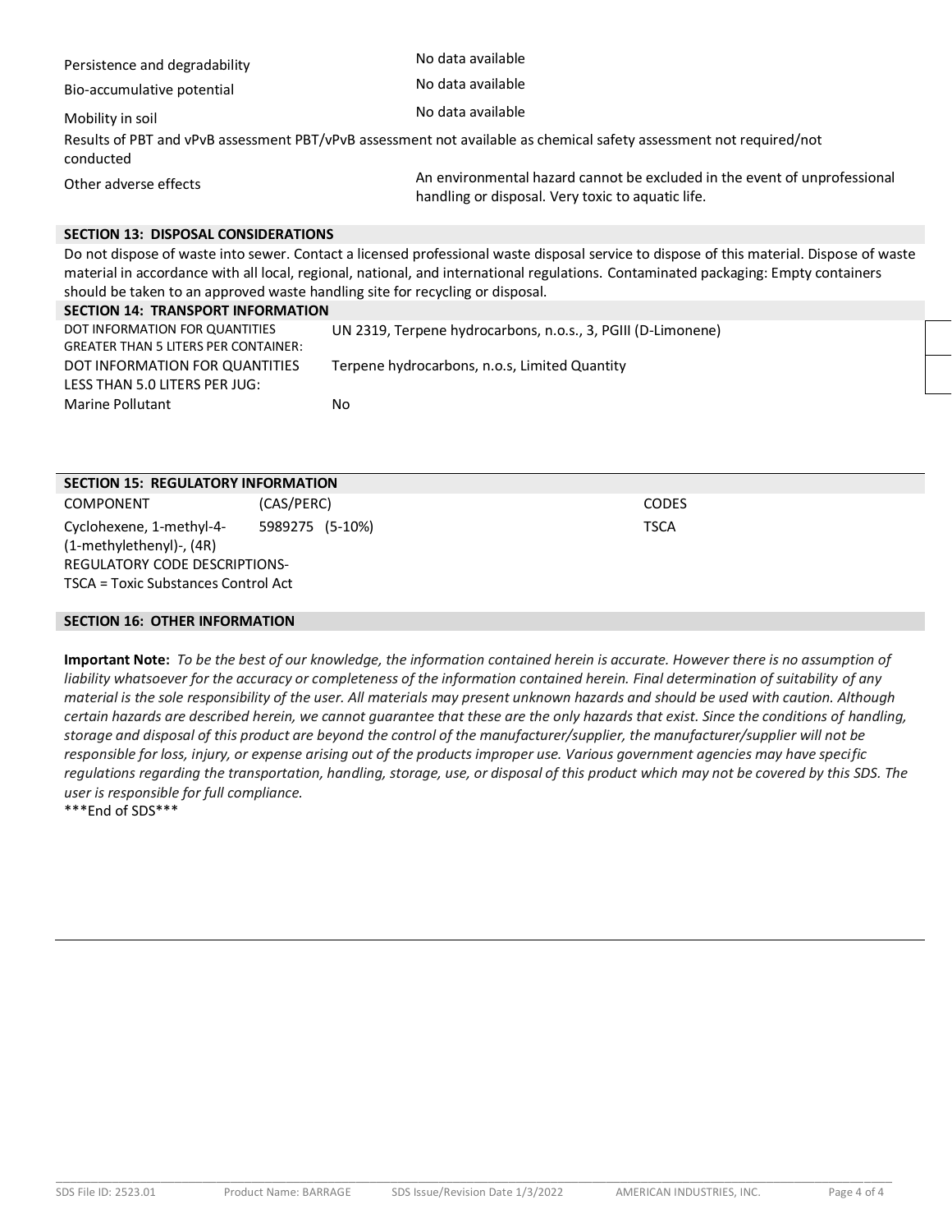| | |
|---|---|
| Persistence and degradability | No data available |
| Bio-accumulative potential | No data available |
| Mobility in soil | No data available |

Results of PBT and vPvB assessment PBT/vPvB assessment not available as chemical safety assessment not required/not conducted

| | |
|---|---|
| Other adverse effects | An environmental hazard cannot be excluded in the event of unprofessional handling or disposal. Very toxic to aquatic life. |

## SECTION 13: DISPOSAL CONSIDERATIONS

Do not dispose of waste into sewer. Contact a licensed professional waste disposal service to dispose of this material. Dispose of waste material in accordance with all local, regional, national, and international regulations. Contaminated packaging: Empty containers should be taken to an approved waste handling site for recycling or disposal.

## SECTION 14: TRANSPORT INFORMATION

| | |
|---|---|
| DOT INFORMATION FOR QUANTITIES GREATER THAN 5 LITERS PER CONTAINER: | UN 2319, Terpene hydrocarbons, n.o.s., 3, PGIII (D-Limonene) |
| DOT INFORMATION FOR QUANTITIES LESS THAN 5.0 LITERS PER JUG: | Terpene hydrocarbons, n.o.s, Limited Quantity |
| Marine Pollutant | No |

## SECTION 15: REGULATORY INFORMATION

| COMPONENT | (CAS/PERC) | CODES |
|---|---|---|
| Cyclohexene, 1-methyl-4-(1-methylethenyl)-, (4R) | 5989275 (5-10%) | TSCA |

REGULATORY CODE DESCRIPTIONS-
TSCA = Toxic Substances Control Act

## SECTION 16: OTHER INFORMATION

**Important Note:** *To be the best of our knowledge, the information contained herein is accurate. However there is no assumption of liability whatsoever for the accuracy or completeness of the information contained herein. Final determination of suitability of any material is the sole responsibility of the user. All materials may present unknown hazards and should be used with caution. Although certain hazards are described herein, we cannot guarantee that these are the only hazards that exist. Since the conditions of handling, storage and disposal of this product are beyond the control of the manufacturer/supplier, the manufacturer/supplier will not be responsible for loss, injury, or expense arising out of the products improper use. Various government agencies may have specific regulations regarding the transportation, handling, storage, use, or disposal of this product which may not be covered by this SDS. The user is responsible for full compliance.*

***End of SDS***